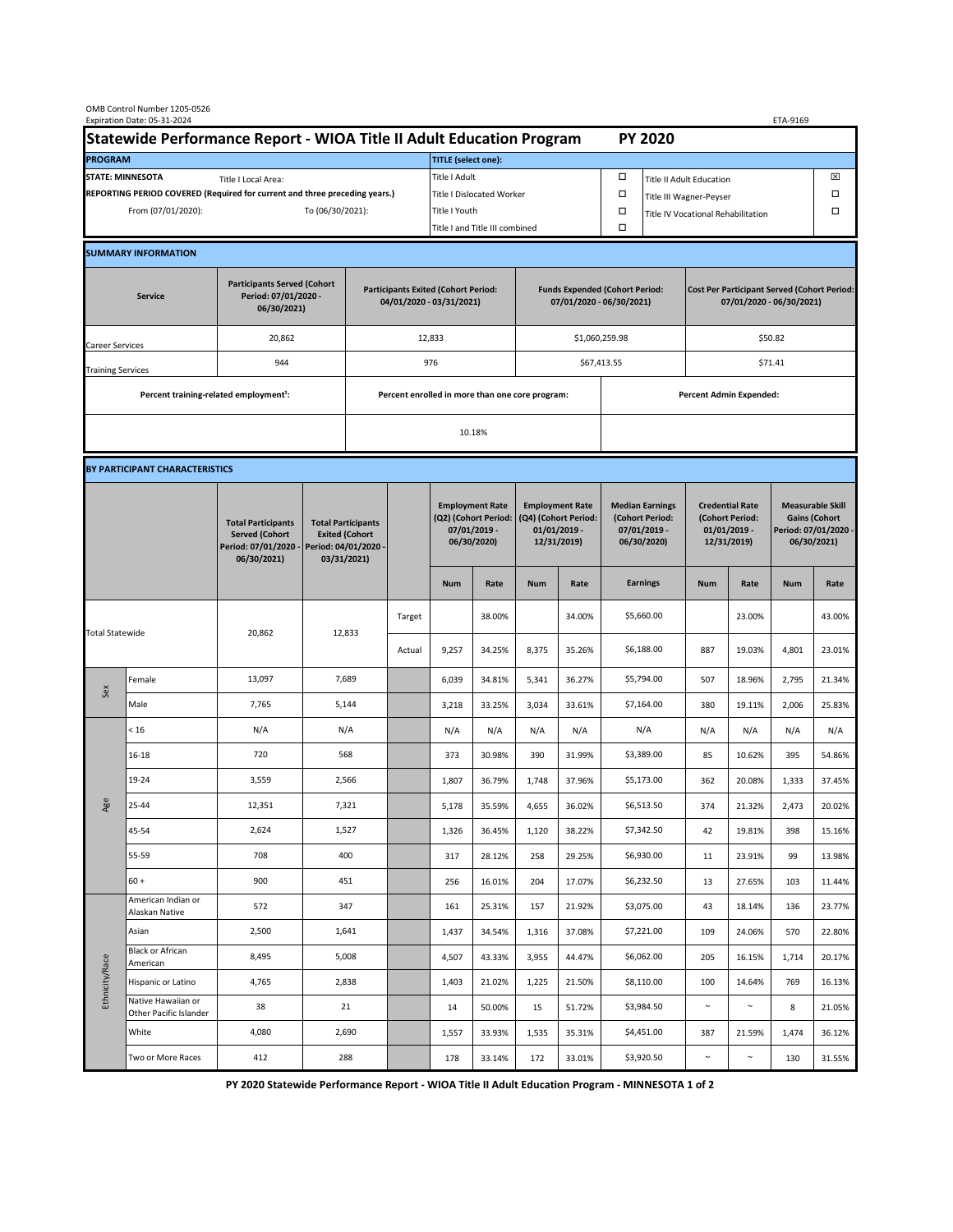OMB Control Number 1205-0526
Expiration Date: 05-31-2024

ETA-9169

# Statewide Performance Report - WIOA Title II Adult Education Program PY 2020

| PROGRAM | | TITLE (select one): | | | |
|---|---|---|---|---|---|
| STATE: MINNESOTA | Title I Local Area: | Title I Adult | ☐ | Title II Adult Education | ☒ |
| REPORTING PERIOD COVERED (Required for current and three preceding years.) | | Title I Dislocated Worker | ☐ | Title III Wagner-Peyser | ☐ |
| From (07/01/2020): | To (06/30/2021): | Title I Youth | ☐ | Title IV Vocational Rehabilitation | ☐ |
| | | Title I and Title III combined | ☐ | | |

## SUMMARY INFORMATION

| Service | Participants Served (Cohort Period: 07/01/2020 - 06/30/2021) | Participants Exited (Cohort Period: 04/01/2020 - 03/31/2021) | Funds Expended (Cohort Period: 07/01/2020 - 06/30/2021) | Cost Per Participant Served (Cohort Period: 07/01/2020 - 06/30/2021) |
|---|---|---|---|---|
| Career Services | 20,862 | 12,833 | $1,060,259.98 | $50.82 |
| Training Services | 944 | 976 | $67,413.55 | $71.41 |

| Percent training-related employment[1]: | Percent enrolled in more than one core program: | Percent Admin Expended: |
|---|---|---|
| | 10.18% | |

## BY PARTICIPANT CHARACTERISTICS

| | | Total Participants Served (Cohort Period: 07/01/2020 - 06/30/2021) | Total Participants Exited (Cohort Period: 04/01/2020 - 03/31/2021) | | Employment Rate (Q2) (Cohort Period: 07/01/2019 - 06/30/2020) | | Employment Rate (Q4) (Cohort Period: 01/01/2019 - 12/31/2019) | | Median Earnings (Cohort Period: 07/01/2019 - 06/30/2020) | Credential Rate (Cohort Period: 01/01/2019 - 12/31/2019) | | Measurable Skill Gains (Cohort Period: 07/01/2020 - 06/30/2021) | |
|---|---|---|---|---|---|---|---|---|---|---|---|---|---|
| | | | | | Num | Rate | Num | Rate | Earnings | Num | Rate | Num | Rate |
| Total Statewide | | 20,862 | 12,833 | Target | | 38.00% | | 34.00% | $5,660.00 | | 23.00% | | 43.00% |
| | | | | Actual | 9,257 | 34.25% | 8,375 | 35.26% | $6,188.00 | 887 | 19.03% | 4,801 | 23.01% |
| Sex | Female | 13,097 | 7,689 | | 6,039 | 34.81% | 5,341 | 36.27% | $5,794.00 | 507 | 18.96% | 2,795 | 21.34% |
| | Male | 7,765 | 5,144 | | 3,218 | 33.25% | 3,034 | 33.61% | $7,164.00 | 380 | 19.11% | 2,006 | 25.83% |
| Age | < 16 | N/A | N/A | | N/A | N/A | N/A | N/A | N/A | N/A | N/A | N/A | N/A |
| | 16-18 | 720 | 568 | | 373 | 30.98% | 390 | 31.99% | $3,389.00 | 85 | 10.62% | 395 | 54.86% |
| | 19-24 | 3,559 | 2,566 | | 1,807 | 36.79% | 1,748 | 37.96% | $5,173.00 | 362 | 20.08% | 1,333 | 37.45% |
| | 25-44 | 12,351 | 7,321 | | 5,178 | 35.59% | 4,655 | 36.02% | $6,513.50 | 374 | 21.32% | 2,473 | 20.02% |
| | 45-54 | 2,624 | 1,527 | | 1,326 | 36.45% | 1,120 | 38.22% | $7,342.50 | 42 | 19.81% | 398 | 15.16% |
| | 55-59 | 708 | 400 | | 317 | 28.12% | 258 | 29.25% | $6,930.00 | 11 | 23.91% | 99 | 13.98% |
| | 60 + | 900 | 451 | | 256 | 16.01% | 204 | 17.07% | $6,232.50 | 13 | 27.65% | 103 | 11.44% |
| Ethnicity/Race | American Indian or Alaskan Native | 572 | 347 | | 161 | 25.31% | 157 | 21.92% | $3,075.00 | 43 | 18.14% | 136 | 23.77% |
| | Asian | 2,500 | 1,641 | | 1,437 | 34.54% | 1,316 | 37.08% | $7,221.00 | 109 | 24.06% | 570 | 22.80% |
| | Black or African American | 8,495 | 5,008 | | 4,507 | 43.33% | 3,955 | 44.47% | $6,062.00 | 205 | 16.15% | 1,714 | 20.17% |
| | Hispanic or Latino | 4,765 | 2,838 | | 1,403 | 21.02% | 1,225 | 21.50% | $8,110.00 | 100 | 14.64% | 769 | 16.13% |
| | Native Hawaiian or Other Pacific Islander | 38 | 21 | | 14 | 50.00% | 15 | 51.72% | $3,984.50 | ~ | ~ | 8 | 21.05% |
| | White | 4,080 | 2,690 | | 1,557 | 33.93% | 1,535 | 35.31% | $4,451.00 | 387 | 21.59% | 1,474 | 36.12% |
| | Two or More Races | 412 | 288 | | 178 | 33.14% | 172 | 33.01% | $3,920.50 | ~ | ~ | 130 | 31.55% |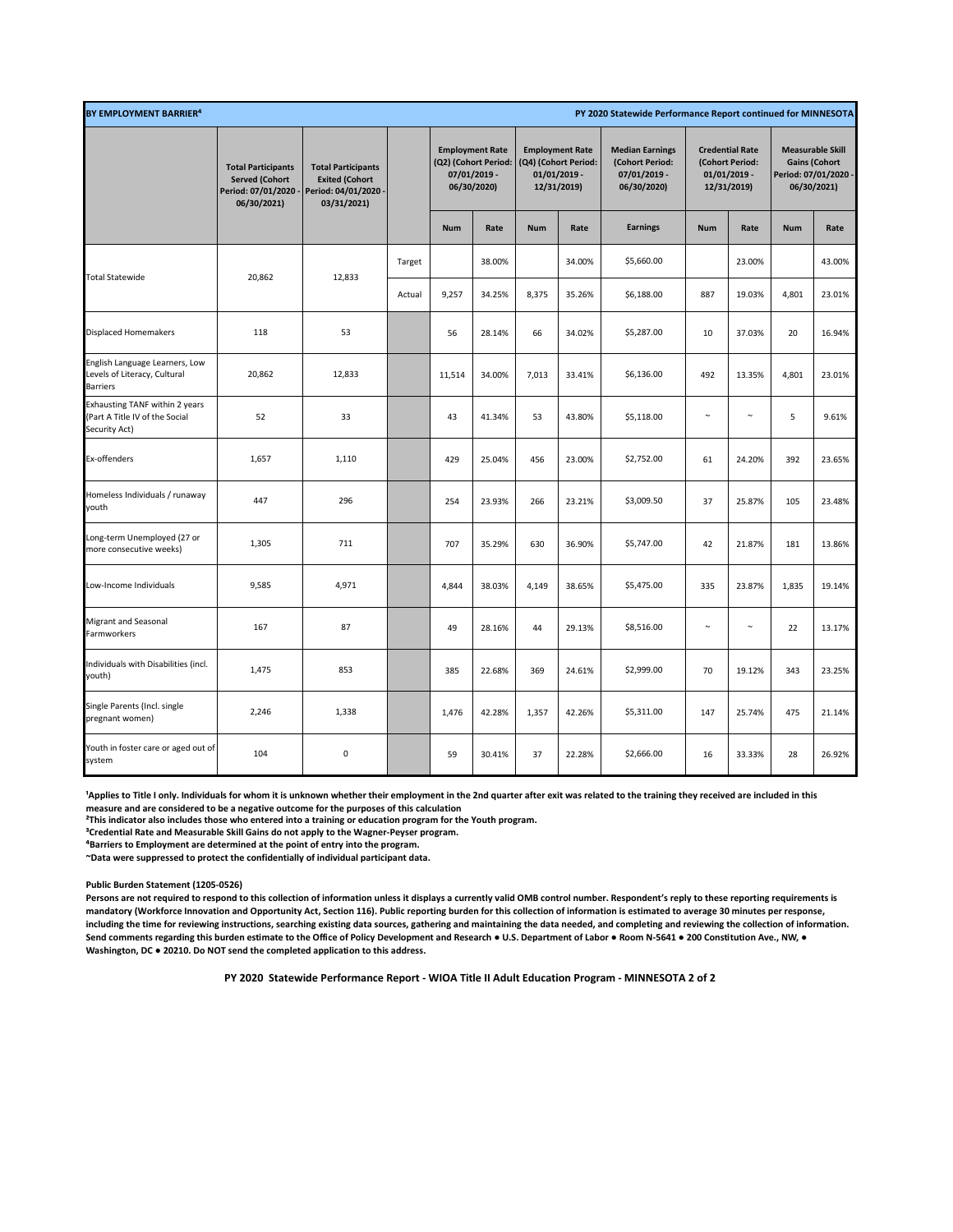| BY EMPLOYMENT BARRIER[4] | | | | | | | | | | | | | |
|---|---|---|---|---|---|---|---|---|---|---|---|---|---|
| | **Total Participants Served (Cohort Period: 07/01/2020 - 06/30/2021)** | **Total Participants Exited (Cohort Period: 04/01/2020 - 03/31/2021)** | | **Employment Rate (Q2) (Cohort Period: 07/01/2019 - 06/30/2020)** | | **Employment Rate (Q4) (Cohort Period: 01/01/2019 - 12/31/2019)** | | **Median Earnings (Cohort Period: 07/01/2019 - 06/30/2020)** | **Credential Rate (Cohort Period: 01/01/2019 - 12/31/2019)** | | **Measurable Skill Gains (Cohort Period: 07/01/2020 - 06/30/2021)** | |
| | | | | **Num** | **Rate** | **Num** | **Rate** | **Earnings** | **Num** | **Rate** | **Num** | **Rate** |
| Total Statewide | 20,862 | 12,833 | Target | | 38.00% | | 34.00% | $5,660.00 | | 23.00% | | 43.00% |
| | | | Actual | 9,257 | 34.25% | 8,375 | 35.26% | $6,188.00 | 887 | 19.03% | 4,801 | 23.01% |
| Displaced Homemakers | 118 | 53 | | 56 | 28.14% | 66 | 34.02% | $5,287.00 | 10 | 37.03% | 20 | 16.94% |
| English Language Learners, Low Levels of Literacy, Cultural Barriers | 20,862 | 12,833 | | 11,514 | 34.00% | 7,013 | 33.41% | $6,136.00 | 492 | 13.35% | 4,801 | 23.01% |
| Exhausting TANF within 2 years (Part A Title IV of the Social Security Act) | 52 | 33 | | 43 | 41.34% | 53 | 43.80% | $5,118.00 | ~ | ~ | 5 | 9.61% |
| Ex-offenders | 1,657 | 1,110 | | 429 | 25.04% | 456 | 23.00% | $2,752.00 | 61 | 24.20% | 392 | 23.65% |
| Homeless Individuals / runaway youth | 447 | 296 | | 254 | 23.93% | 266 | 23.21% | $3,009.50 | 37 | 25.87% | 105 | 23.48% |
| Long-term Unemployed (27 or more consecutive weeks) | 1,305 | 711 | | 707 | 35.29% | 630 | 36.90% | $5,747.00 | 42 | 21.87% | 181 | 13.86% |
| Low-Income Individuals | 9,585 | 4,971 | | 4,844 | 38.03% | 4,149 | 38.65% | $5,475.00 | 335 | 23.87% | 1,835 | 19.14% |
| Migrant and Seasonal Farmworkers | 167 | 87 | | 49 | 28.16% | 44 | 29.13% | $8,516.00 | ~ | ~ | 22 | 13.17% |
| Individuals with Disabilities (incl. youth) | 1,475 | 853 | | 385 | 22.68% | 369 | 24.61% | $2,999.00 | 70 | 19.12% | 343 | 23.25% |
| Single Parents (Incl. single pregnant women) | 2,246 | 1,338 | | 1,476 | 42.28% | 1,357 | 42.26% | $5,311.00 | 147 | 25.74% | 475 | 21.14% |
| Youth in foster care or aged out of system | 104 | 0 | | 59 | 30.41% | 37 | 22.28% | $2,666.00 | 16 | 33.33% | 28 | 26.92% |

**[1]Applies to Title I only. Individuals for whom it is unknown whether their employment in the 2nd quarter after exit was related to the training they received are included in this measure and are considered to be a negative outcome for the purposes of this calculation**

**[2]This indicator also includes those who entered into a training or education program for the Youth program.**

**[3]Credential Rate and Measurable Skill Gains do not apply to the Wagner-Peyser program.**

**[4]Barriers to Employment are determined at the point of entry into the program.**

**~Data were suppressed to protect the confidentially of individual participant data.**

**Public Burden Statement (1205-0526)**

**Persons are not required to respond to this collection of information unless it displays a currently valid OMB control number. Respondent's reply to these reporting requirements is mandatory (Workforce Innovation and Opportunity Act, Section 116). Public reporting burden for this collection of information is estimated to average 30 minutes per response, including the time for reviewing instructions, searching existing data sources, gathering and maintaining the data needed, and completing and reviewing the collection of information. Send comments regarding this burden estimate to the Office of Policy Development and Research ● U.S. Department of Labor ● Room N-5641 ● 200 Constitution Ave., NW, ● Washington, DC ● 20210. Do NOT send the completed application to this address.**